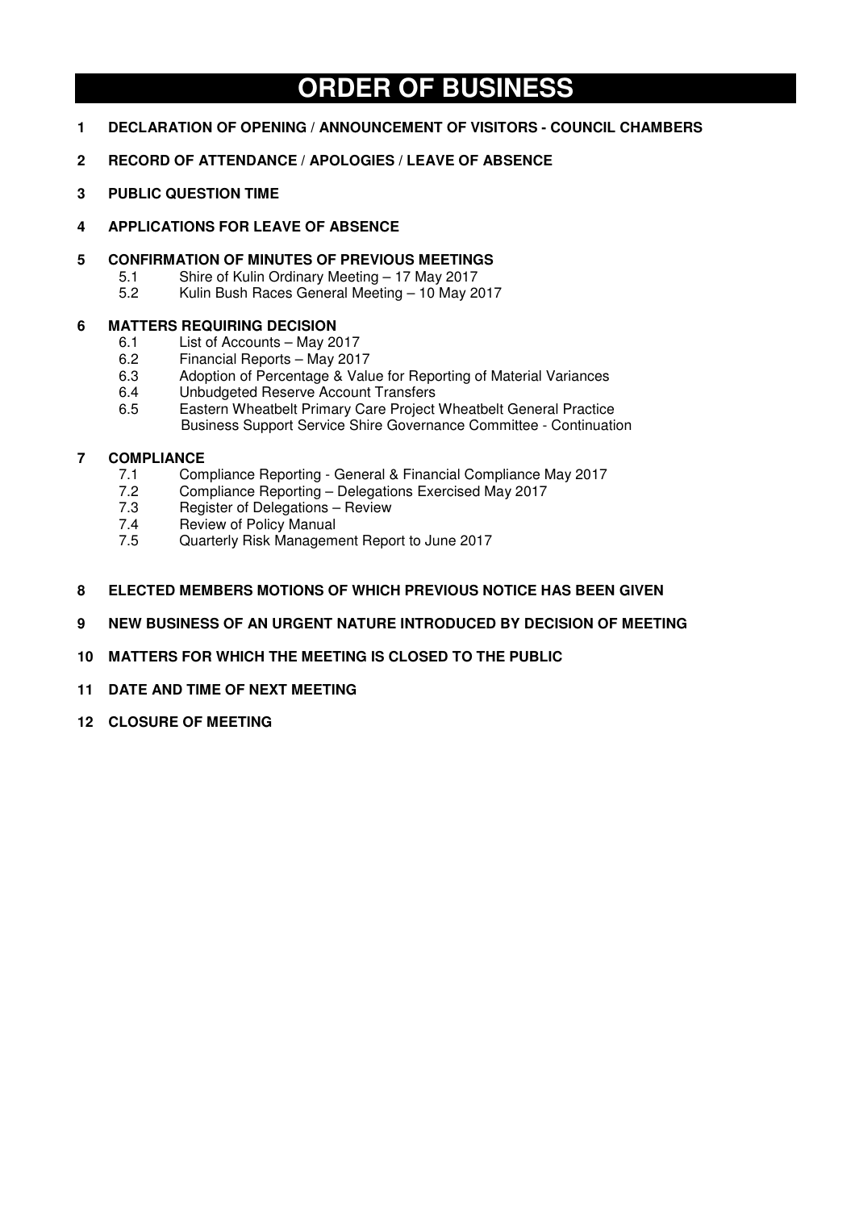# ORDER OF BUSINESS

**1 DECLARATION OF OPENING / ANNOUNCEMENT OF VISITORS - COUNCIL CHAMBERS**

**2 RECORD OF ATTENDANCE / APOLOGIES / LEAVE OF ABSENCE**

**3 PUBLIC QUESTION TIME**

**4 APPLICATIONS FOR LEAVE OF ABSENCE**

**5 CONFIRMATION OF MINUTES OF PREVIOUS MEETINGS**

- 5.1 Shire of Kulin Ordinary Meeting – 17 May 2017
- 5.2 Kulin Bush Races General Meeting – 10 May 2017

**6 MATTERS REQUIRING DECISION**

- 6.1 List of Accounts – May 2017
- 6.2 Financial Reports – May 2017
- 6.3 Adoption of Percentage & Value for Reporting of Material Variances
- 6.4 Unbudgeted Reserve Account Transfers
- 6.5 Eastern Wheatbelt Primary Care Project Wheatbelt General Practice Business Support Service Shire Governance Committee - Continuation

**7 COMPLIANCE**

- 7.1 Compliance Reporting - General & Financial Compliance May 2017
- 7.2 Compliance Reporting – Delegations Exercised May 2017
- 7.3 Register of Delegations – Review
- 7.4 Review of Policy Manual
- 7.5 Quarterly Risk Management Report to June 2017

**8 ELECTED MEMBERS MOTIONS OF WHICH PREVIOUS NOTICE HAS BEEN GIVEN**

**9 NEW BUSINESS OF AN URGENT NATURE INTRODUCED BY DECISION OF MEETING**

**10 MATTERS FOR WHICH THE MEETING IS CLOSED TO THE PUBLIC**

**11 DATE AND TIME OF NEXT MEETING**

**12 CLOSURE OF MEETING**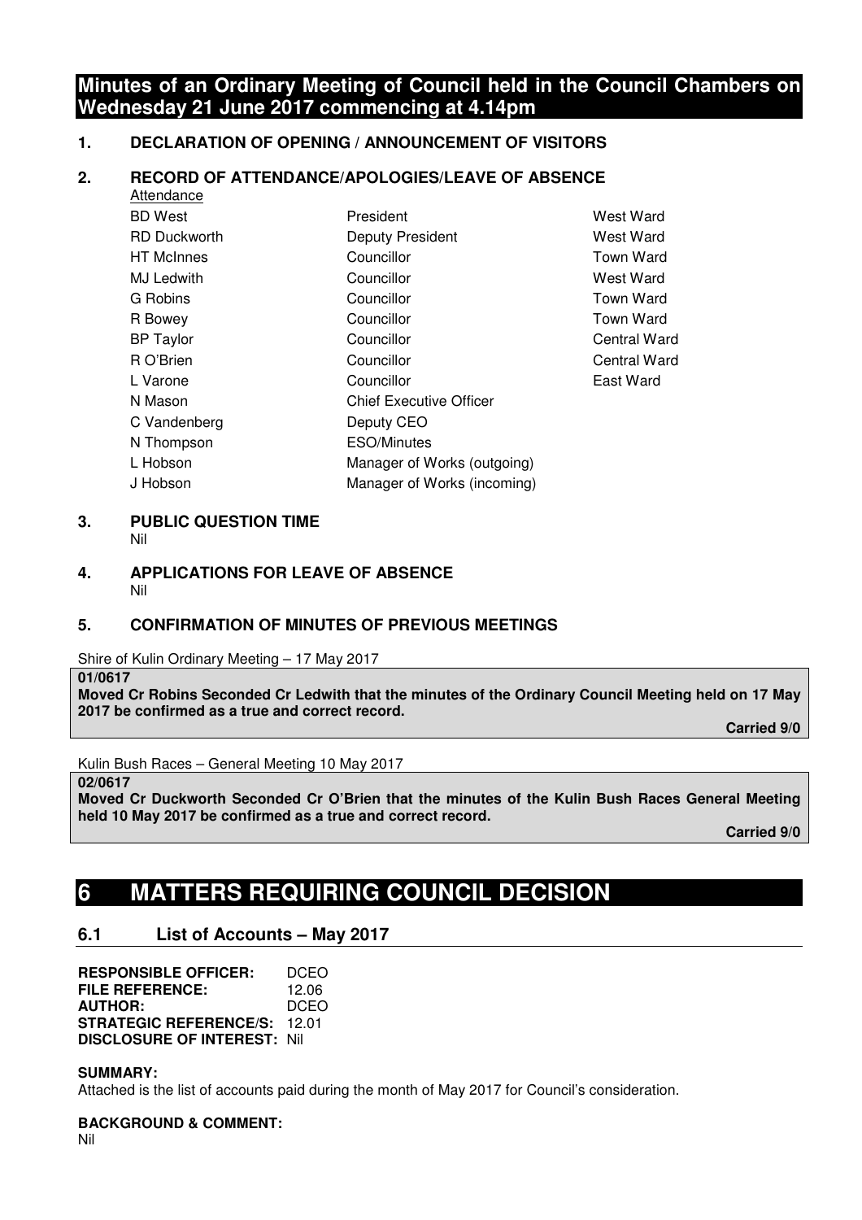# Minutes of an Ordinary Meeting of Council held in the Council Chambers on Wednesday 21 June 2017 commencing at 4.14pm

## 1. DECLARATION OF OPENING / ANNOUNCEMENT OF VISITORS

## 2. RECORD OF ATTENDANCE/APOLOGIES/LEAVE OF ABSENCE

Attendance

| | | |
|---|---|---|
| BD West | President | West Ward |
| RD Duckworth | Deputy President | West Ward |
| HT McInnes | Councillor | Town Ward |
| MJ Ledwith | Councillor | West Ward |
| G Robins | Councillor | Town Ward |
| R Bowey | Councillor | Town Ward |
| BP Taylor | Councillor | Central Ward |
| R O'Brien | Councillor | Central Ward |
| L Varone | Councillor | East Ward |
| N Mason | Chief Executive Officer | |
| C Vandenberg | Deputy CEO | |
| N Thompson | ESO/Minutes | |
| L Hobson | Manager of Works (outgoing) | |
| J Hobson | Manager of Works (incoming) | |

## 3. PUBLIC QUESTION TIME

Nil

## 4. APPLICATIONS FOR LEAVE OF ABSENCE

Nil

## 5. CONFIRMATION OF MINUTES OF PREVIOUS MEETINGS

Shire of Kulin Ordinary Meeting – 17 May 2017

**01/0617**

**Moved Cr Robins Seconded Cr Ledwith that the minutes of the Ordinary Council Meeting held on 17 May 2017 be confirmed as a true and correct record.**

**Carried 9/0**

Kulin Bush Races – General Meeting 10 May 2017

**02/0617**

**Moved Cr Duckworth Seconded Cr O'Brien that the minutes of the Kulin Bush Races General Meeting held 10 May 2017 be confirmed as a true and correct record.**

**Carried 9/0**

# 6 MATTERS REQUIRING COUNCIL DECISION

## 6.1 List of Accounts – May 2017

**RESPONSIBLE OFFICER:** DCEO
**FILE REFERENCE:** 12.06
**AUTHOR:** DCEO
**STRATEGIC REFERENCE/S:** 12.01
**DISCLOSURE OF INTEREST:** Nil

**SUMMARY:**
Attached is the list of accounts paid during the month of May 2017 for Council's consideration.

**BACKGROUND & COMMENT:**
Nil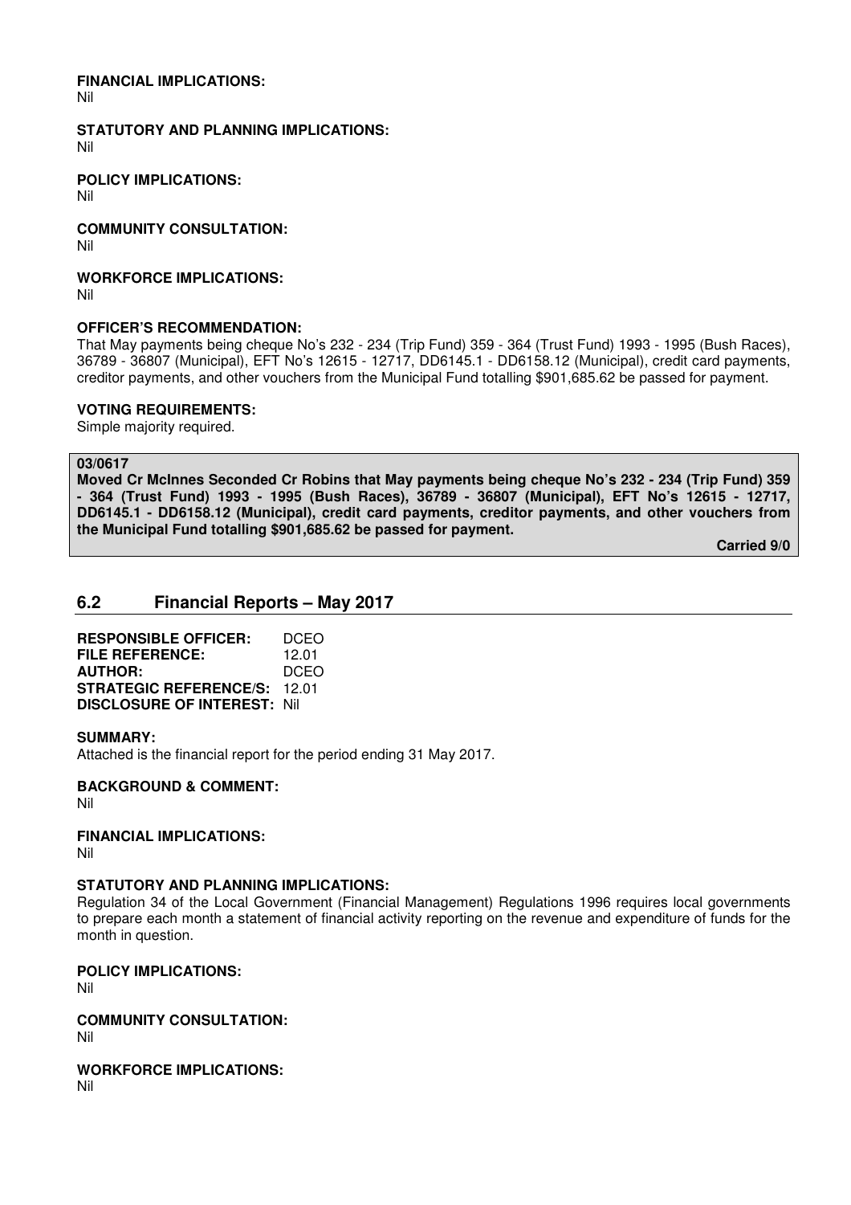**FINANCIAL IMPLICATIONS:**
Nil

**STATUTORY AND PLANNING IMPLICATIONS:**
Nil

**POLICY IMPLICATIONS:**
Nil

**COMMUNITY CONSULTATION:**
Nil

**WORKFORCE IMPLICATIONS:**
Nil

**OFFICER'S RECOMMENDATION:**
That May payments being cheque No's 232 - 234 (Trip Fund) 359 - 364 (Trust Fund) 1993 - 1995 (Bush Races), 36789 - 36807 (Municipal), EFT No's 12615 - 12717, DD6145.1 - DD6158.12 (Municipal), credit card payments, creditor payments, and other vouchers from the Municipal Fund totalling $901,685.62 be passed for payment.

**VOTING REQUIREMENTS:**
Simple majority required.

**03/0617**
**Moved Cr McInnes Seconded Cr Robins that May payments being cheque No's 232 - 234 (Trip Fund) 359 - 364 (Trust Fund) 1993 - 1995 (Bush Races), 36789 - 36807 (Municipal), EFT No's 12615 - 12717, DD6145.1 - DD6158.12 (Municipal), credit card payments, creditor payments, and other vouchers from the Municipal Fund totalling $901,685.62 be passed for payment.**

**Carried 9/0**

## 6.2 Financial Reports – May 2017

**RESPONSIBLE OFFICER:** DCEO
**FILE REFERENCE:** 12.01
**AUTHOR:** DCEO
**STRATEGIC REFERENCE/S:** 12.01
**DISCLOSURE OF INTEREST:** Nil

**SUMMARY:**
Attached is the financial report for the period ending 31 May 2017.

**BACKGROUND & COMMENT:**
Nil

**FINANCIAL IMPLICATIONS:**
Nil

**STATUTORY AND PLANNING IMPLICATIONS:**
Regulation 34 of the Local Government (Financial Management) Regulations 1996 requires local governments to prepare each month a statement of financial activity reporting on the revenue and expenditure of funds for the month in question.

**POLICY IMPLICATIONS:**
Nil

**COMMUNITY CONSULTATION:**
Nil

**WORKFORCE IMPLICATIONS:**
Nil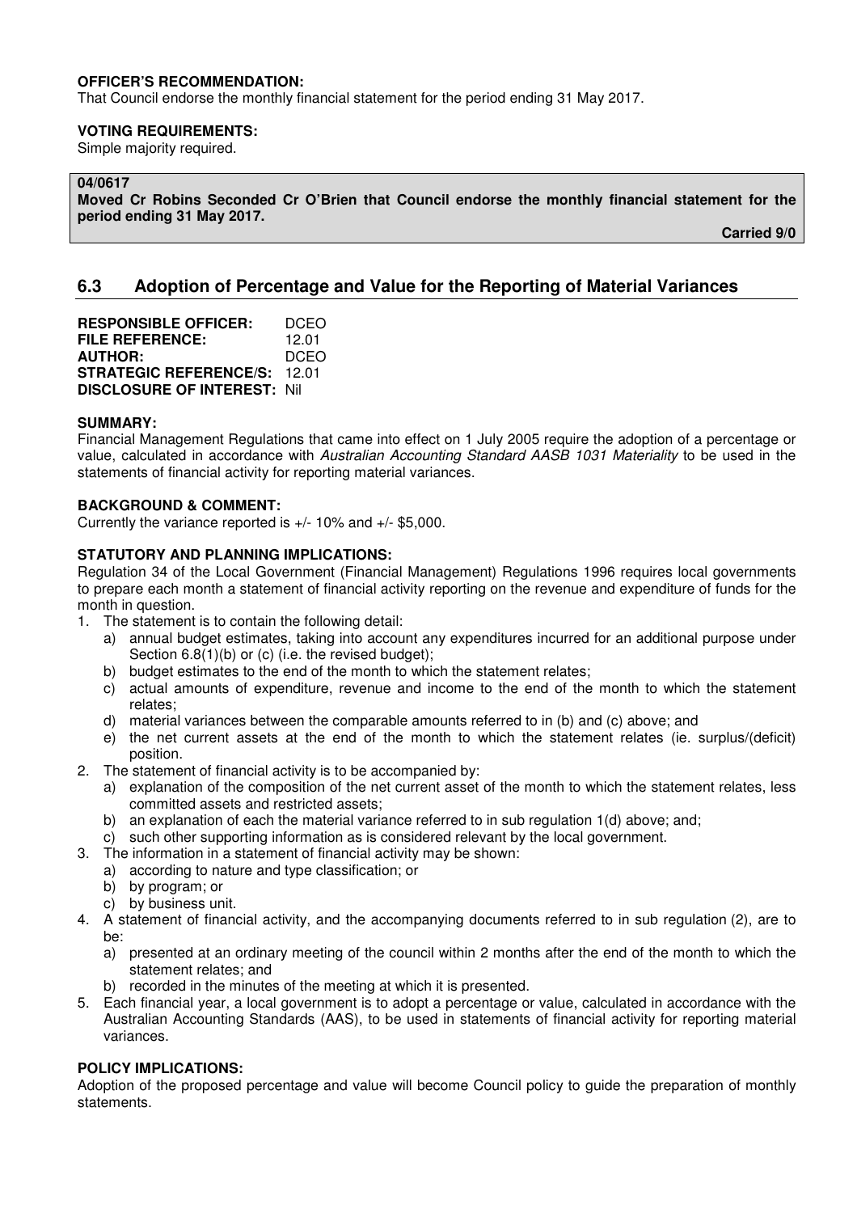**OFFICER'S RECOMMENDATION:**
That Council endorse the monthly financial statement for the period ending 31 May 2017.

**VOTING REQUIREMENTS:**
Simple majority required.

**04/0617**
**Moved Cr Robins Seconded Cr O'Brien that Council endorse the monthly financial statement for the period ending 31 May 2017.**

**Carried 9/0**

## 6.3 Adoption of Percentage and Value for the Reporting of Material Variances

**RESPONSIBLE OFFICER:** DCEO
**FILE REFERENCE:** 12.01
**AUTHOR:** DCEO
**STRATEGIC REFERENCE/S:** 12.01
**DISCLOSURE OF INTEREST:** Nil

**SUMMARY:**
Financial Management Regulations that came into effect on 1 July 2005 require the adoption of a percentage or value, calculated in accordance with *Australian Accounting Standard AASB 1031 Materiality* to be used in the statements of financial activity for reporting material variances.

**BACKGROUND & COMMENT:**
Currently the variance reported is +/- 10% and +/- $5,000.

**STATUTORY AND PLANNING IMPLICATIONS:**
Regulation 34 of the Local Government (Financial Management) Regulations 1996 requires local governments to prepare each month a statement of financial activity reporting on the revenue and expenditure of funds for the month in question.

1. The statement is to contain the following detail:
   a) annual budget estimates, taking into account any expenditures incurred for an additional purpose under Section 6.8(1)(b) or (c) (i.e. the revised budget);
   b) budget estimates to the end of the month to which the statement relates;
   c) actual amounts of expenditure, revenue and income to the end of the month to which the statement relates;
   d) material variances between the comparable amounts referred to in (b) and (c) above; and
   e) the net current assets at the end of the month to which the statement relates (ie. surplus/(deficit) position.
2. The statement of financial activity is to be accompanied by:
   a) explanation of the composition of the net current asset of the month to which the statement relates, less committed assets and restricted assets;
   b) an explanation of each the material variance referred to in sub regulation 1(d) above; and;
   c) such other supporting information as is considered relevant by the local government.
3. The information in a statement of financial activity may be shown:
   a) according to nature and type classification; or
   b) by program; or
   c) by business unit.
4. A statement of financial activity, and the accompanying documents referred to in sub regulation (2), are to be:
   a) presented at an ordinary meeting of the council within 2 months after the end of the month to which the statement relates; and
   b) recorded in the minutes of the meeting at which it is presented.
5. Each financial year, a local government is to adopt a percentage or value, calculated in accordance with the Australian Accounting Standards (AAS), to be used in statements of financial activity for reporting material variances.

**POLICY IMPLICATIONS:**
Adoption of the proposed percentage and value will become Council policy to guide the preparation of monthly statements.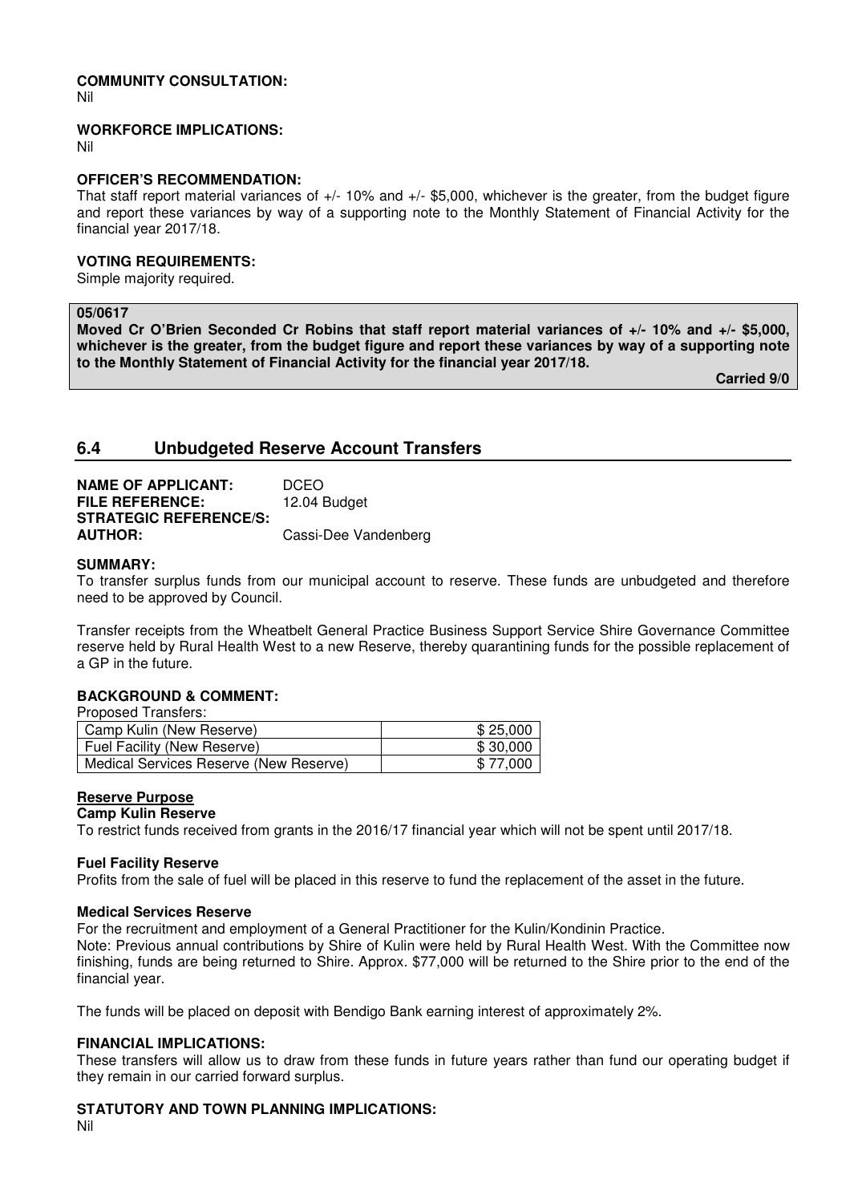**COMMUNITY CONSULTATION:**
Nil

**WORKFORCE IMPLICATIONS:**
Nil

**OFFICER'S RECOMMENDATION:**
That staff report material variances of +/- 10% and +/- $5,000, whichever is the greater, from the budget figure and report these variances by way of a supporting note to the Monthly Statement of Financial Activity for the financial year 2017/18.

**VOTING REQUIREMENTS:**
Simple majority required.

**05/0617**
**Moved Cr O'Brien Seconded Cr Robins that staff report material variances of +/- 10% and +/- $5,000, whichever is the greater, from the budget figure and report these variances by way of a supporting note to the Monthly Statement of Financial Activity for the financial year 2017/18.**

**Carried 9/0**

## 6.4 Unbudgeted Reserve Account Transfers

**NAME OF APPLICANT:** DCEO
**FILE REFERENCE:** 12.04 Budget
**STRATEGIC REFERENCE/S:**
**AUTHOR:** Cassi-Dee Vandenberg

**SUMMARY:**
To transfer surplus funds from our municipal account to reserve. These funds are unbudgeted and therefore need to be approved by Council.

Transfer receipts from the Wheatbelt General Practice Business Support Service Shire Governance Committee reserve held by Rural Health West to a new Reserve, thereby quarantining funds for the possible replacement of a GP in the future.

**BACKGROUND & COMMENT:**
Proposed Transfers:

| | |
|---|---|
| Camp Kulin (New Reserve) | $ 25,000 |
| Fuel Facility (New Reserve) | $ 30,000 |
| Medical Services Reserve (New Reserve) | $ 77,000 |

**Reserve Purpose**

**Camp Kulin Reserve**
To restrict funds received from grants in the 2016/17 financial year which will not be spent until 2017/18.

**Fuel Facility Reserve**
Profits from the sale of fuel will be placed in this reserve to fund the replacement of the asset in the future.

**Medical Services Reserve**
For the recruitment and employment of a General Practitioner for the Kulin/Kondinin Practice.
Note: Previous annual contributions by Shire of Kulin were held by Rural Health West. With the Committee now finishing, funds are being returned to Shire. Approx. $77,000 will be returned to the Shire prior to the end of the financial year.

The funds will be placed on deposit with Bendigo Bank earning interest of approximately 2%.

**FINANCIAL IMPLICATIONS:**
These transfers will allow us to draw from these funds in future years rather than fund our operating budget if they remain in our carried forward surplus.

**STATUTORY AND TOWN PLANNING IMPLICATIONS:**
Nil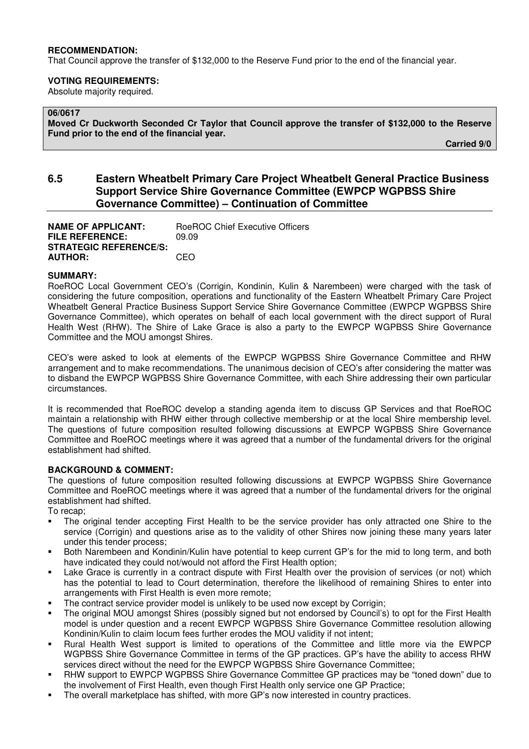**RECOMMENDATION:**
That Council approve the transfer of $132,000 to the Reserve Fund prior to the end of the financial year.

**VOTING REQUIREMENTS:**
Absolute majority required.

**06/0617**
**Moved Cr Duckworth Seconded Cr Taylor that Council approve the transfer of $132,000 to the Reserve Fund prior to the end of the financial year.**

**Carried 9/0**

## 6.5 Eastern Wheatbelt Primary Care Project Wheatbelt General Practice Business Support Service Shire Governance Committee (EWPCP WGPBSS Shire Governance Committee) – Continuation of Committee

**NAME OF APPLICANT:** RoeROC Chief Executive Officers
**FILE REFERENCE:** 09.09
**STRATEGIC REFERENCE/S:**
**AUTHOR:** CEO

**SUMMARY:**
RoeROC Local Government CEO's (Corrigin, Kondinin, Kulin & Narembeen) were charged with the task of considering the future composition, operations and functionality of the Eastern Wheatbelt Primary Care Project Wheatbelt General Practice Business Support Service Shire Governance Committee (EWPCP WGPBSS Shire Governance Committee), which operates on behalf of each local government with the direct support of Rural Health West (RHW). The Shire of Lake Grace is also a party to the EWPCP WGPBSS Shire Governance Committee and the MOU amongst Shires.

CEO's were asked to look at elements of the EWPCP WGPBSS Shire Governance Committee and RHW arrangement and to make recommendations. The unanimous decision of CEO's after considering the matter was to disband the EWPCP WGPBSS Shire Governance Committee, with each Shire addressing their own particular circumstances.

It is recommended that RoeROC develop a standing agenda item to discuss GP Services and that RoeROC maintain a relationship with RHW either through collective membership or at the local Shire membership level. The questions of future composition resulted following discussions at EWPCP WGPBSS Shire Governance Committee and RoeROC meetings where it was agreed that a number of the fundamental drivers for the original establishment had shifted.

**BACKGROUND & COMMENT:**
The questions of future composition resulted following discussions at EWPCP WGPBSS Shire Governance Committee and RoeROC meetings where it was agreed that a number of the fundamental drivers for the original establishment had shifted.
To recap;

- The original tender accepting First Health to be the service provider has only attracted one Shire to the service (Corrigin) and questions arise as to the validity of other Shires now joining these many years later under this tender process;
- Both Narembeen and Kondinin/Kulin have potential to keep current GP's for the mid to long term, and both have indicated they could not/would not afford the First Health option;
- Lake Grace is currently in a contract dispute with First Health over the provision of services (or not) which has the potential to lead to Court determination, therefore the likelihood of remaining Shires to enter into arrangements with First Health is even more remote;
- The contract service provider model is unlikely to be used now except by Corrigin;
- The original MOU amongst Shires (possibly signed but not endorsed by Council's) to opt for the First Health model is under question and a recent EWPCP WGPBSS Shire Governance Committee resolution allowing Kondinin/Kulin to claim locum fees further erodes the MOU validity if not intent;
- Rural Health West support is limited to operations of the Committee and little more via the EWPCP WGPBSS Shire Governance Committee in terms of the GP practices. GP's have the ability to access RHW services direct without the need for the EWPCP WGPBSS Shire Governance Committee;
- RHW support to EWPCP WGPBSS Shire Governance Committee GP practices may be "toned down" due to the involvement of First Health, even though First Health only service one GP Practice;
- The overall marketplace has shifted, with more GP's now interested in country practices.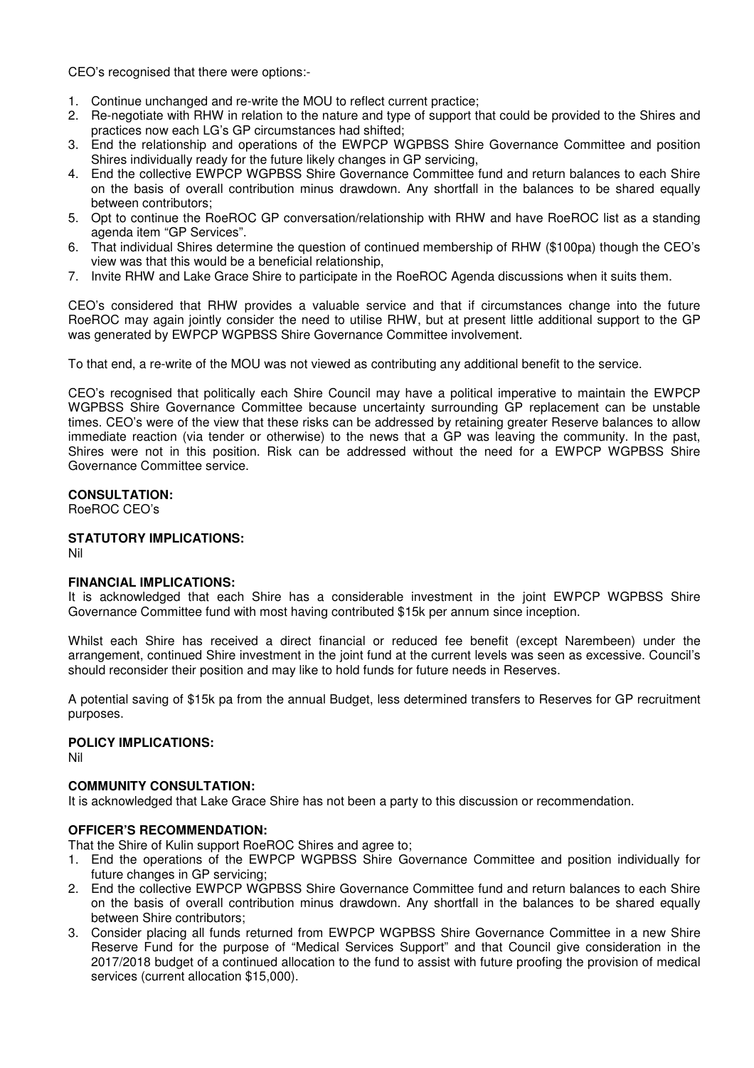CEO's recognised that there were options:-

1. Continue unchanged and re-write the MOU to reflect current practice;
2. Re-negotiate with RHW in relation to the nature and type of support that could be provided to the Shires and practices now each LG's GP circumstances had shifted;
3. End the relationship and operations of the EWPCP WGPBSS Shire Governance Committee and position Shires individually ready for the future likely changes in GP servicing,
4. End the collective EWPCP WGPBSS Shire Governance Committee fund and return balances to each Shire on the basis of overall contribution minus drawdown. Any shortfall in the balances to be shared equally between contributors;
5. Opt to continue the RoeROC GP conversation/relationship with RHW and have RoeROC list as a standing agenda item "GP Services".
6. That individual Shires determine the question of continued membership of RHW ($100pa) though the CEO's view was that this would be a beneficial relationship,
7. Invite RHW and Lake Grace Shire to participate in the RoeROC Agenda discussions when it suits them.

CEO's considered that RHW provides a valuable service and that if circumstances change into the future RoeROC may again jointly consider the need to utilise RHW, but at present little additional support to the GP was generated by EWPCP WGPBSS Shire Governance Committee involvement.

To that end, a re-write of the MOU was not viewed as contributing any additional benefit to the service.

CEO's recognised that politically each Shire Council may have a political imperative to maintain the EWPCP WGPBSS Shire Governance Committee because uncertainty surrounding GP replacement can be unstable times. CEO's were of the view that these risks can be addressed by retaining greater Reserve balances to allow immediate reaction (via tender or otherwise) to the news that a GP was leaving the community. In the past, Shires were not in this position. Risk can be addressed without the need for a EWPCP WGPBSS Shire Governance Committee service.

**CONSULTATION:**
RoeROC CEO's

**STATUTORY IMPLICATIONS:**
Nil

**FINANCIAL IMPLICATIONS:**
It is acknowledged that each Shire has a considerable investment in the joint EWPCP WGPBSS Shire Governance Committee fund with most having contributed $15k per annum since inception.

Whilst each Shire has received a direct financial or reduced fee benefit (except Narembeen) under the arrangement, continued Shire investment in the joint fund at the current levels was seen as excessive. Council's should reconsider their position and may like to hold funds for future needs in Reserves.

A potential saving of $15k pa from the annual Budget, less determined transfers to Reserves for GP recruitment purposes.

**POLICY IMPLICATIONS:**
Nil

**COMMUNITY CONSULTATION:**
It is acknowledged that Lake Grace Shire has not been a party to this discussion or recommendation.

**OFFICER'S RECOMMENDATION:**
That the Shire of Kulin support RoeROC Shires and agree to;

1. End the operations of the EWPCP WGPBSS Shire Governance Committee and position individually for future changes in GP servicing;
2. End the collective EWPCP WGPBSS Shire Governance Committee fund and return balances to each Shire on the basis of overall contribution minus drawdown. Any shortfall in the balances to be shared equally between Shire contributors;
3. Consider placing all funds returned from EWPCP WGPBSS Shire Governance Committee in a new Shire Reserve Fund for the purpose of "Medical Services Support" and that Council give consideration in the 2017/2018 budget of a continued allocation to the fund to assist with future proofing the provision of medical services (current allocation $15,000).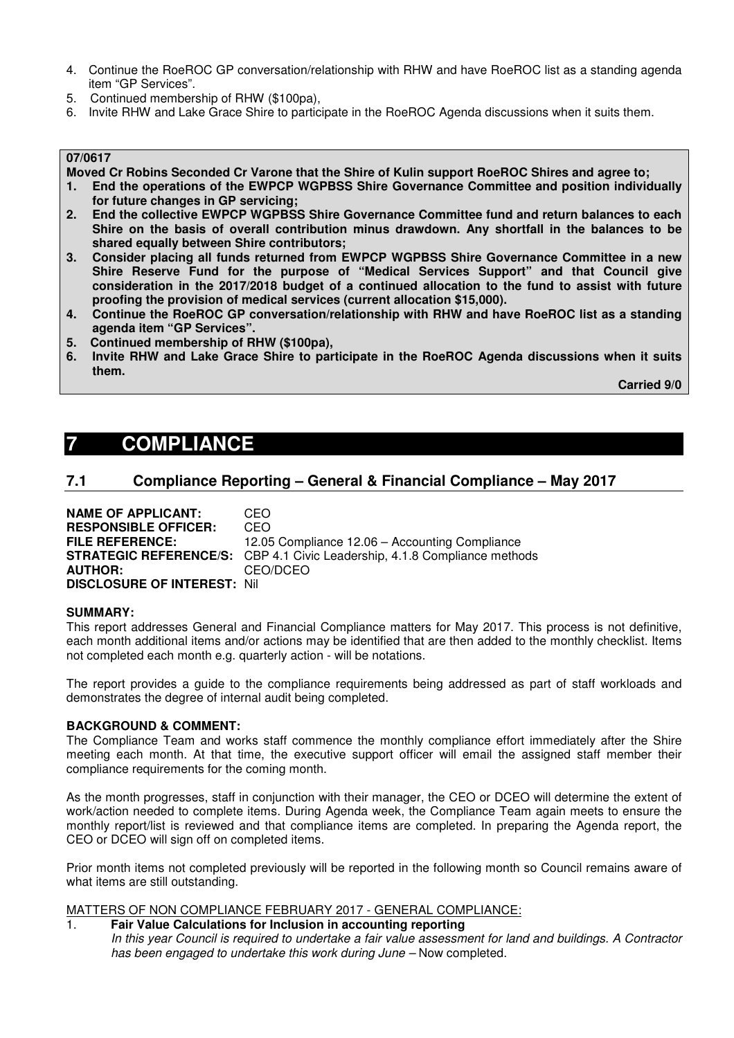4. Continue the RoeROC GP conversation/relationship with RHW and have RoeROC list as a standing agenda item "GP Services".
5. Continued membership of RHW ($100pa),
6. Invite RHW and Lake Grace Shire to participate in the RoeROC Agenda discussions when it suits them.

**07/0617**

**Moved Cr Robins Seconded Cr Varone that the Shire of Kulin support RoeROC Shires and agree to;**

1. **End the operations of the EWPCP WGPBSS Shire Governance Committee and position individually for future changes in GP servicing;**
2. **End the collective EWPCP WGPBSS Shire Governance Committee fund and return balances to each Shire on the basis of overall contribution minus drawdown. Any shortfall in the balances to be shared equally between Shire contributors;**
3. **Consider placing all funds returned from EWPCP WGPBSS Shire Governance Committee in a new Shire Reserve Fund for the purpose of "Medical Services Support" and that Council give consideration in the 2017/2018 budget of a continued allocation to the fund to assist with future proofing the provision of medical services (current allocation $15,000).**
4. **Continue the RoeROC GP conversation/relationship with RHW and have RoeROC list as a standing agenda item "GP Services".**
5. **Continued membership of RHW ($100pa),**
6. **Invite RHW and Lake Grace Shire to participate in the RoeROC Agenda discussions when it suits them.**

**Carried 9/0**

# 7 COMPLIANCE

## 7.1 Compliance Reporting – General & Financial Compliance – May 2017

**NAME OF APPLICANT:** CEO
**RESPONSIBLE OFFICER:** CEO
**FILE REFERENCE:** 12.05 Compliance 12.06 – Accounting Compliance
**STRATEGIC REFERENCE/S:** CBP 4.1 Civic Leadership, 4.1.8 Compliance methods
**AUTHOR:** CEO/DCEO
**DISCLOSURE OF INTEREST:** Nil

**SUMMARY:**

This report addresses General and Financial Compliance matters for May 2017. This process is not definitive, each month additional items and/or actions may be identified that are then added to the monthly checklist. Items not completed each month e.g. quarterly action - will be notations.

The report provides a guide to the compliance requirements being addressed as part of staff workloads and demonstrates the degree of internal audit being completed.

**BACKGROUND & COMMENT:**

The Compliance Team and works staff commence the monthly compliance effort immediately after the Shire meeting each month. At that time, the executive support officer will email the assigned staff member their compliance requirements for the coming month.

As the month progresses, staff in conjunction with their manager, the CEO or DCEO will determine the extent of work/action needed to complete items. During Agenda week, the Compliance Team again meets to ensure the monthly report/list is reviewed and that compliance items are completed. In preparing the Agenda report, the CEO or DCEO will sign off on completed items.

Prior month items not completed previously will be reported in the following month so Council remains aware of what items are still outstanding.

MATTERS OF NON COMPLIANCE FEBRUARY 2017 - GENERAL COMPLIANCE:

1. **Fair Value Calculations for Inclusion in accounting reporting**
   *In this year Council is required to undertake a fair value assessment for land and buildings. A Contractor has been engaged to undertake this work during June –* Now completed.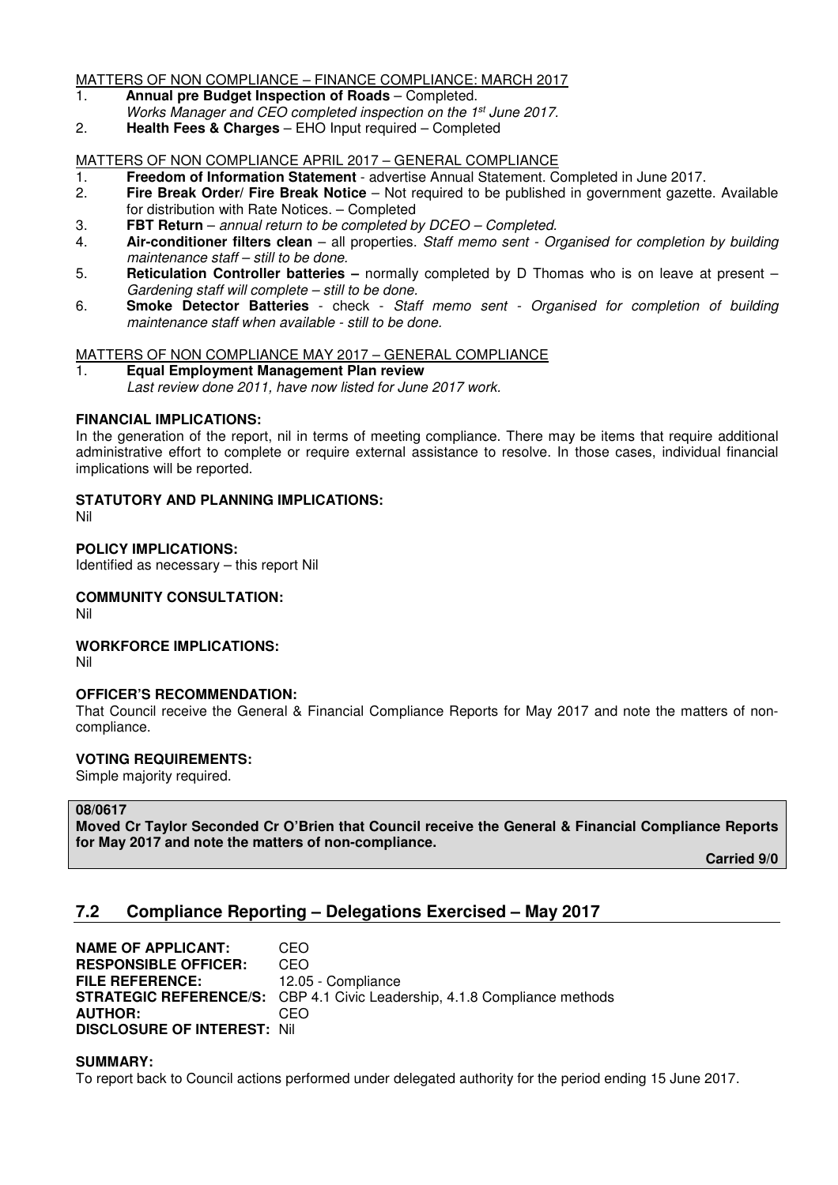MATTERS OF NON COMPLIANCE – FINANCE COMPLIANCE: MARCH 2017

1. **Annual pre Budget Inspection of Roads** – Completed.
   *Works Manager and CEO completed inspection on the 1st June 2017.*
2. **Health Fees & Charges** – EHO Input required – Completed

MATTERS OF NON COMPLIANCE APRIL 2017 – GENERAL COMPLIANCE

1. **Freedom of Information Statement** - advertise Annual Statement. Completed in June 2017.
2. **Fire Break Order/ Fire Break Notice** – Not required to be published in government gazette. Available for distribution with Rate Notices. – Completed
3. **FBT Return** – *annual return to be completed by DCEO – Completed.*
4. **Air-conditioner filters clean** – all properties. *Staff memo sent - Organised for completion by building maintenance staff – still to be done.*
5. **Reticulation Controller batteries –** normally completed by D Thomas who is on leave at present – *Gardening staff will complete – still to be done.*
6. **Smoke Detector Batteries** - check - *Staff memo sent - Organised for completion of building maintenance staff when available - still to be done.*

MATTERS OF NON COMPLIANCE MAY 2017 – GENERAL COMPLIANCE

1. **Equal Employment Management Plan review**
   *Last review done 2011, have now listed for June 2017 work.*

**FINANCIAL IMPLICATIONS:**
In the generation of the report, nil in terms of meeting compliance. There may be items that require additional administrative effort to complete or require external assistance to resolve. In those cases, individual financial implications will be reported.

**STATUTORY AND PLANNING IMPLICATIONS:**
Nil

**POLICY IMPLICATIONS:**
Identified as necessary – this report Nil

**COMMUNITY CONSULTATION:**
Nil

**WORKFORCE IMPLICATIONS:**
Nil

**OFFICER'S RECOMMENDATION:**
That Council receive the General & Financial Compliance Reports for May 2017 and note the matters of non-compliance.

**VOTING REQUIREMENTS:**
Simple majority required.

**08/0617**
**Moved Cr Taylor Seconded Cr O'Brien that Council receive the General & Financial Compliance Reports for May 2017 and note the matters of non-compliance.**

**Carried 9/0**

## 7.2 Compliance Reporting – Delegations Exercised – May 2017

**NAME OF APPLICANT:** CEO
**RESPONSIBLE OFFICER:** CEO
**FILE REFERENCE:** 12.05 - Compliance
**STRATEGIC REFERENCE/S:** CBP 4.1 Civic Leadership, 4.1.8 Compliance methods
**AUTHOR:** CEO
**DISCLOSURE OF INTEREST:** Nil

**SUMMARY:**
To report back to Council actions performed under delegated authority for the period ending 15 June 2017.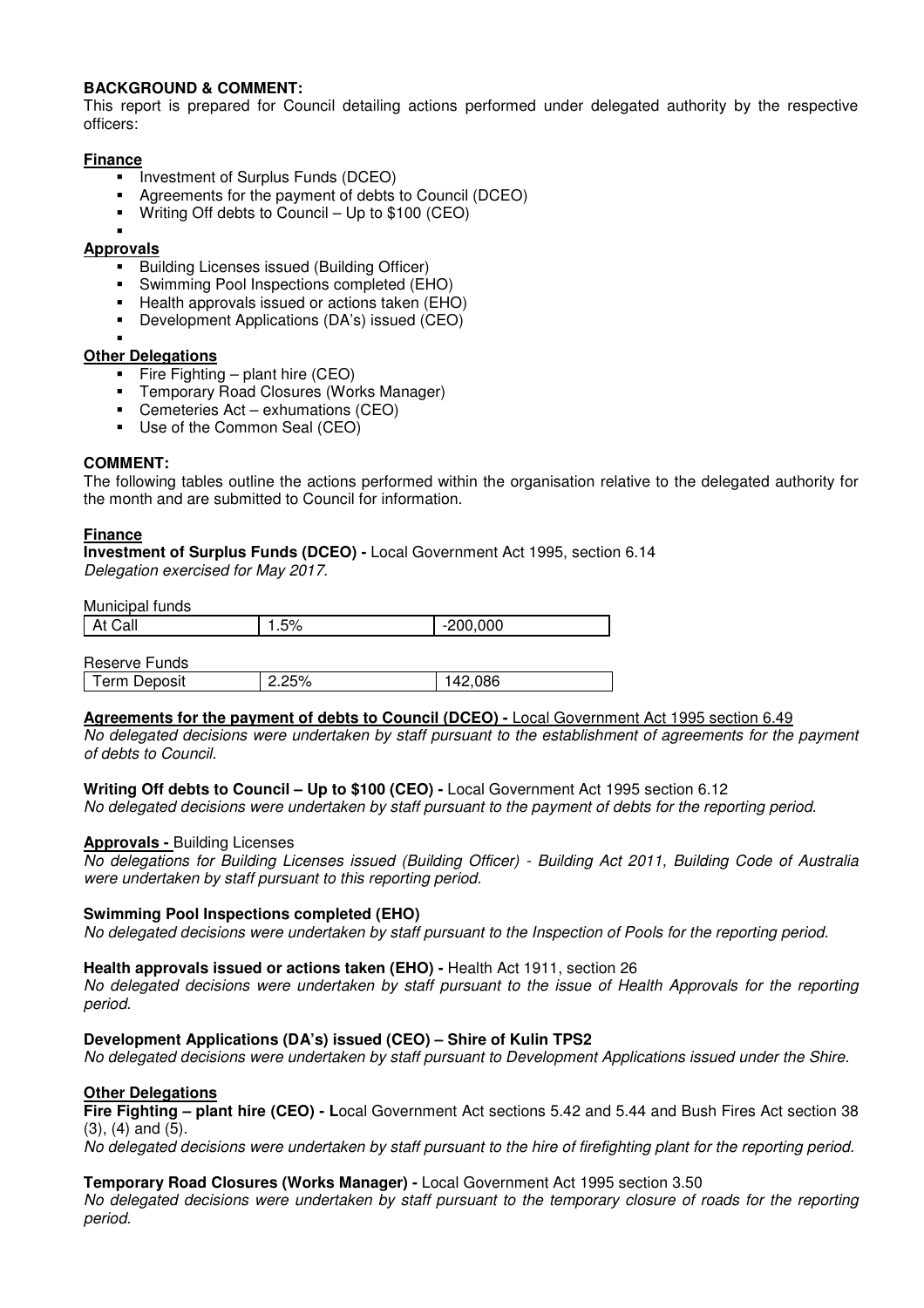**BACKGROUND & COMMENT:**
This report is prepared for Council detailing actions performed under delegated authority by the respective officers:

**Finance**

- Investment of Surplus Funds (DCEO)
- Agreements for the payment of debts to Council (DCEO)
- Writing Off debts to Council – Up to $100 (CEO)

**Approvals**

- Building Licenses issued (Building Officer)
- Swimming Pool Inspections completed (EHO)
- Health approvals issued or actions taken (EHO)
- Development Applications (DA's) issued (CEO)

**Other Delegations**

- Fire Fighting – plant hire (CEO)
- Temporary Road Closures (Works Manager)
- Cemeteries Act – exhumations (CEO)
- Use of the Common Seal (CEO)

**COMMENT:**
The following tables outline the actions performed within the organisation relative to the delegated authority for the month and are submitted to Council for information.

**Finance**

**Investment of Surplus Funds (DCEO) -** Local Government Act 1995, section 6.14
*Delegation exercised for May 2017.*

Municipal funds

| At Call | 1.5% | -200,000 |
|---|---|---|

Reserve Funds

| Term Deposit | 2.25% | 142,086 |
|---|---|---|

**Agreements for the payment of debts to Council (DCEO) -** Local Government Act 1995 section 6.49
*No delegated decisions were undertaken by staff pursuant to the establishment of agreements for the payment of debts to Council.*

**Writing Off debts to Council – Up to $100 (CEO) -** Local Government Act 1995 section 6.12
*No delegated decisions were undertaken by staff pursuant to the payment of debts for the reporting period.*

**Approvals -** Building Licenses
*No delegations for Building Licenses issued (Building Officer) - Building Act 2011, Building Code of Australia were undertaken by staff pursuant to this reporting period.*

**Swimming Pool Inspections completed (EHO)**
*No delegated decisions were undertaken by staff pursuant to the Inspection of Pools for the reporting period.*

**Health approvals issued or actions taken (EHO) -** Health Act 1911, section 26
*No delegated decisions were undertaken by staff pursuant to the issue of Health Approvals for the reporting period.*

**Development Applications (DA's) issued (CEO) – Shire of Kulin TPS2**
*No delegated decisions were undertaken by staff pursuant to Development Applications issued under the Shire.*

**Other Delegations**

**Fire Fighting – plant hire (CEO) - L**ocal Government Act sections 5.42 and 5.44 and Bush Fires Act section 38 (3), (4) and (5).
*No delegated decisions were undertaken by staff pursuant to the hire of firefighting plant for the reporting period.*

**Temporary Road Closures (Works Manager) -** Local Government Act 1995 section 3.50
*No delegated decisions were undertaken by staff pursuant to the temporary closure of roads for the reporting period.*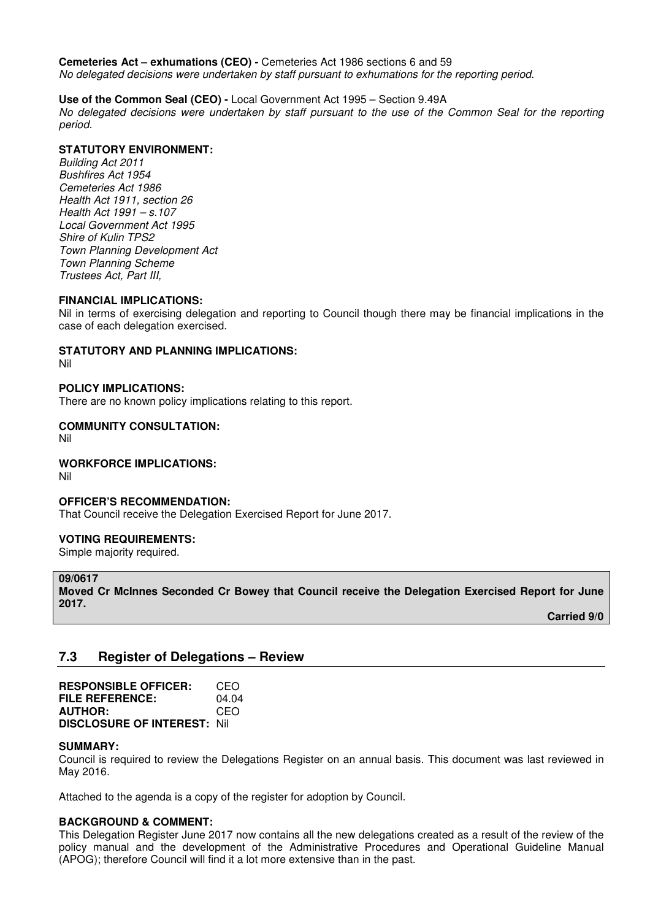**Cemeteries Act – exhumations (CEO) -** Cemeteries Act 1986 sections 6 and 59
*No delegated decisions were undertaken by staff pursuant to exhumations for the reporting period.*

**Use of the Common Seal (CEO) -** Local Government Act 1995 – Section 9.49A
*No delegated decisions were undertaken by staff pursuant to the use of the Common Seal for the reporting period.*

**STATUTORY ENVIRONMENT:**
*Building Act 2011*
*Bushfires Act 1954*
*Cemeteries Act 1986*
*Health Act 1911, section 26*
*Health Act 1991 – s.107*
*Local Government Act 1995*
*Shire of Kulin TPS2*
*Town Planning Development Act*
*Town Planning Scheme*
*Trustees Act, Part III,*

**FINANCIAL IMPLICATIONS:**
Nil in terms of exercising delegation and reporting to Council though there may be financial implications in the case of each delegation exercised.

**STATUTORY AND PLANNING IMPLICATIONS:**
Nil

**POLICY IMPLICATIONS:**
There are no known policy implications relating to this report.

**COMMUNITY CONSULTATION:**
Nil

**WORKFORCE IMPLICATIONS:**
Nil

**OFFICER'S RECOMMENDATION:**
That Council receive the Delegation Exercised Report for June 2017.

**VOTING REQUIREMENTS:**
Simple majority required.

**09/0617**
**Moved Cr McInnes Seconded Cr Bowey that Council receive the Delegation Exercised Report for June 2017.**

**Carried 9/0**

## 7.3 Register of Delegations – Review

**RESPONSIBLE OFFICER:** CEO
**FILE REFERENCE:** 04.04
**AUTHOR:** CEO
**DISCLOSURE OF INTEREST:** Nil

**SUMMARY:**
Council is required to review the Delegations Register on an annual basis. This document was last reviewed in May 2016.

Attached to the agenda is a copy of the register for adoption by Council.

**BACKGROUND & COMMENT:**
This Delegation Register June 2017 now contains all the new delegations created as a result of the review of the policy manual and the development of the Administrative Procedures and Operational Guideline Manual (APOG); therefore Council will find it a lot more extensive than in the past.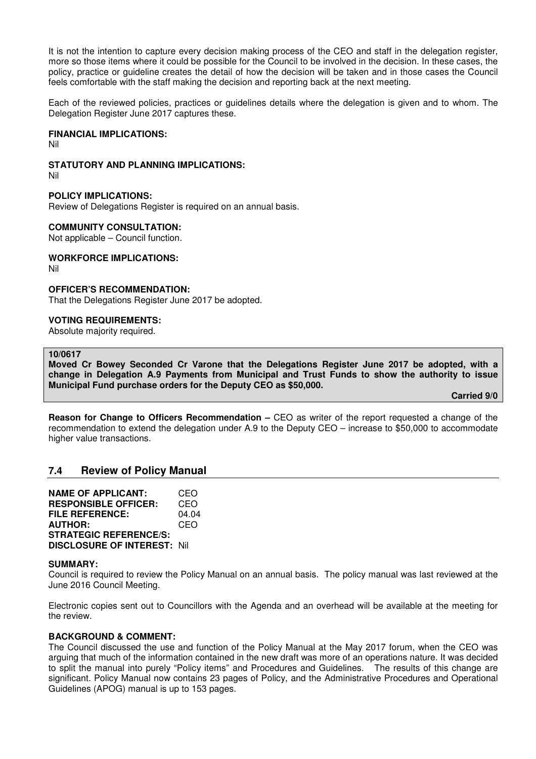It is not the intention to capture every decision making process of the CEO and staff in the delegation register, more so those items where it could be possible for the Council to be involved in the decision. In these cases, the policy, practice or guideline creates the detail of how the decision will be taken and in those cases the Council feels comfortable with the staff making the decision and reporting back at the next meeting.

Each of the reviewed policies, practices or guidelines details where the delegation is given and to whom. The Delegation Register June 2017 captures these.

**FINANCIAL IMPLICATIONS:**
Nil

**STATUTORY AND PLANNING IMPLICATIONS:**
Nil

**POLICY IMPLICATIONS:**
Review of Delegations Register is required on an annual basis.

**COMMUNITY CONSULTATION:**
Not applicable – Council function.

**WORKFORCE IMPLICATIONS:**
Nil

**OFFICER'S RECOMMENDATION:**
That the Delegations Register June 2017 be adopted.

**VOTING REQUIREMENTS:**
Absolute majority required.

**10/0617**
**Moved Cr Bowey Seconded Cr Varone that the Delegations Register June 2017 be adopted, with a change in Delegation A.9 Payments from Municipal and Trust Funds to show the authority to issue Municipal Fund purchase orders for the Deputy CEO as $50,000.**

**Carried 9/0**

**Reason for Change to Officers Recommendation –** CEO as writer of the report requested a change of the recommendation to extend the delegation under A.9 to the Deputy CEO – increase to $50,000 to accommodate higher value transactions.

## 7.4 Review of Policy Manual

**NAME OF APPLICANT:** CEO
**RESPONSIBLE OFFICER:** CEO
**FILE REFERENCE:** 04.04
**AUTHOR:** CEO
**STRATEGIC REFERENCE/S:**
**DISCLOSURE OF INTEREST:** Nil

**SUMMARY:**
Council is required to review the Policy Manual on an annual basis. The policy manual was last reviewed at the June 2016 Council Meeting.

Electronic copies sent out to Councillors with the Agenda and an overhead will be available at the meeting for the review.

**BACKGROUND & COMMENT:**
The Council discussed the use and function of the Policy Manual at the May 2017 forum, when the CEO was arguing that much of the information contained in the new draft was more of an operations nature. It was decided to split the manual into purely "Policy items" and Procedures and Guidelines. The results of this change are significant. Policy Manual now contains 23 pages of Policy, and the Administrative Procedures and Operational Guidelines (APOG) manual is up to 153 pages.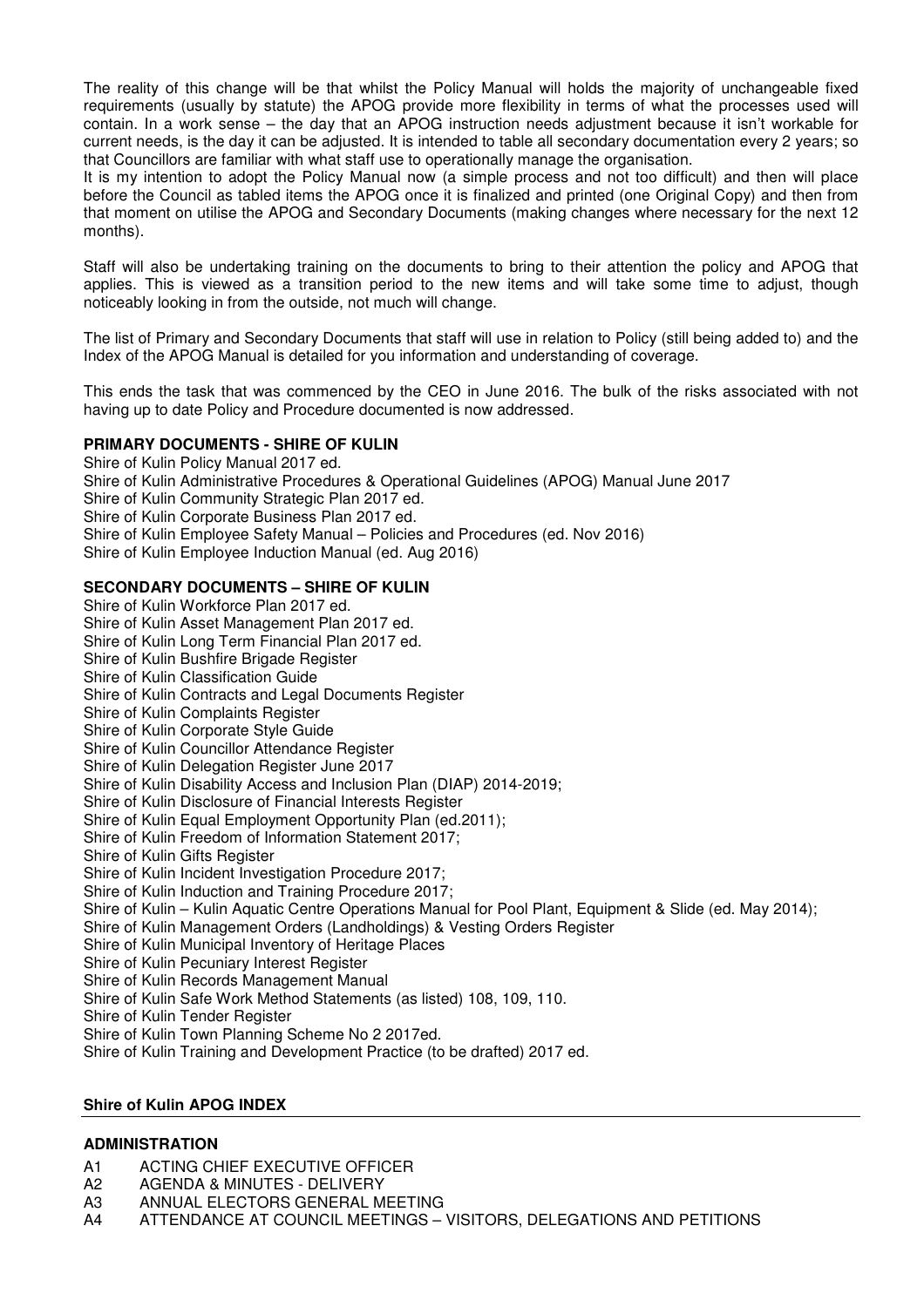The reality of this change will be that whilst the Policy Manual will holds the majority of unchangeable fixed requirements (usually by statute) the APOG provide more flexibility in terms of what the processes used will contain. In a work sense – the day that an APOG instruction needs adjustment because it isn't workable for current needs, is the day it can be adjusted. It is intended to table all secondary documentation every 2 years; so that Councillors are familiar with what staff use to operationally manage the organisation.

It is my intention to adopt the Policy Manual now (a simple process and not too difficult) and then will place before the Council as tabled items the APOG once it is finalized and printed (one Original Copy) and then from that moment on utilise the APOG and Secondary Documents (making changes where necessary for the next 12 months).

Staff will also be undertaking training on the documents to bring to their attention the policy and APOG that applies. This is viewed as a transition period to the new items and will take some time to adjust, though noticeably looking in from the outside, not much will change.

The list of Primary and Secondary Documents that staff will use in relation to Policy (still being added to) and the Index of the APOG Manual is detailed for you information and understanding of coverage.

This ends the task that was commenced by the CEO in June 2016. The bulk of the risks associated with not having up to date Policy and Procedure documented is now addressed.

**PRIMARY DOCUMENTS - SHIRE OF KULIN**

Shire of Kulin Policy Manual 2017 ed.
Shire of Kulin Administrative Procedures & Operational Guidelines (APOG) Manual June 2017
Shire of Kulin Community Strategic Plan 2017 ed.
Shire of Kulin Corporate Business Plan 2017 ed.
Shire of Kulin Employee Safety Manual – Policies and Procedures (ed. Nov 2016)
Shire of Kulin Employee Induction Manual (ed. Aug 2016)

**SECONDARY DOCUMENTS – SHIRE OF KULIN**

Shire of Kulin Workforce Plan 2017 ed.
Shire of Kulin Asset Management Plan 2017 ed.
Shire of Kulin Long Term Financial Plan 2017 ed.
Shire of Kulin Bushfire Brigade Register
Shire of Kulin Classification Guide
Shire of Kulin Contracts and Legal Documents Register
Shire of Kulin Complaints Register
Shire of Kulin Corporate Style Guide
Shire of Kulin Councillor Attendance Register
Shire of Kulin Delegation Register June 2017
Shire of Kulin Disability Access and Inclusion Plan (DIAP) 2014-2019;
Shire of Kulin Disclosure of Financial Interests Register
Shire of Kulin Equal Employment Opportunity Plan (ed.2011);
Shire of Kulin Freedom of Information Statement 2017;
Shire of Kulin Gifts Register
Shire of Kulin Incident Investigation Procedure 2017;
Shire of Kulin Induction and Training Procedure 2017;
Shire of Kulin – Kulin Aquatic Centre Operations Manual for Pool Plant, Equipment & Slide (ed. May 2014);
Shire of Kulin Management Orders (Landholdings) & Vesting Orders Register
Shire of Kulin Municipal Inventory of Heritage Places
Shire of Kulin Pecuniary Interest Register
Shire of Kulin Records Management Manual
Shire of Kulin Safe Work Method Statements (as listed) 108, 109, 110.
Shire of Kulin Tender Register
Shire of Kulin Town Planning Scheme No 2 2017ed.
Shire of Kulin Training and Development Practice (to be drafted) 2017 ed.

**Shire of Kulin APOG INDEX**

**ADMINISTRATION**

A1 ACTING CHIEF EXECUTIVE OFFICER
A2 AGENDA & MINUTES - DELIVERY
A3 ANNUAL ELECTORS GENERAL MEETING
A4 ATTENDANCE AT COUNCIL MEETINGS – VISITORS, DELEGATIONS AND PETITIONS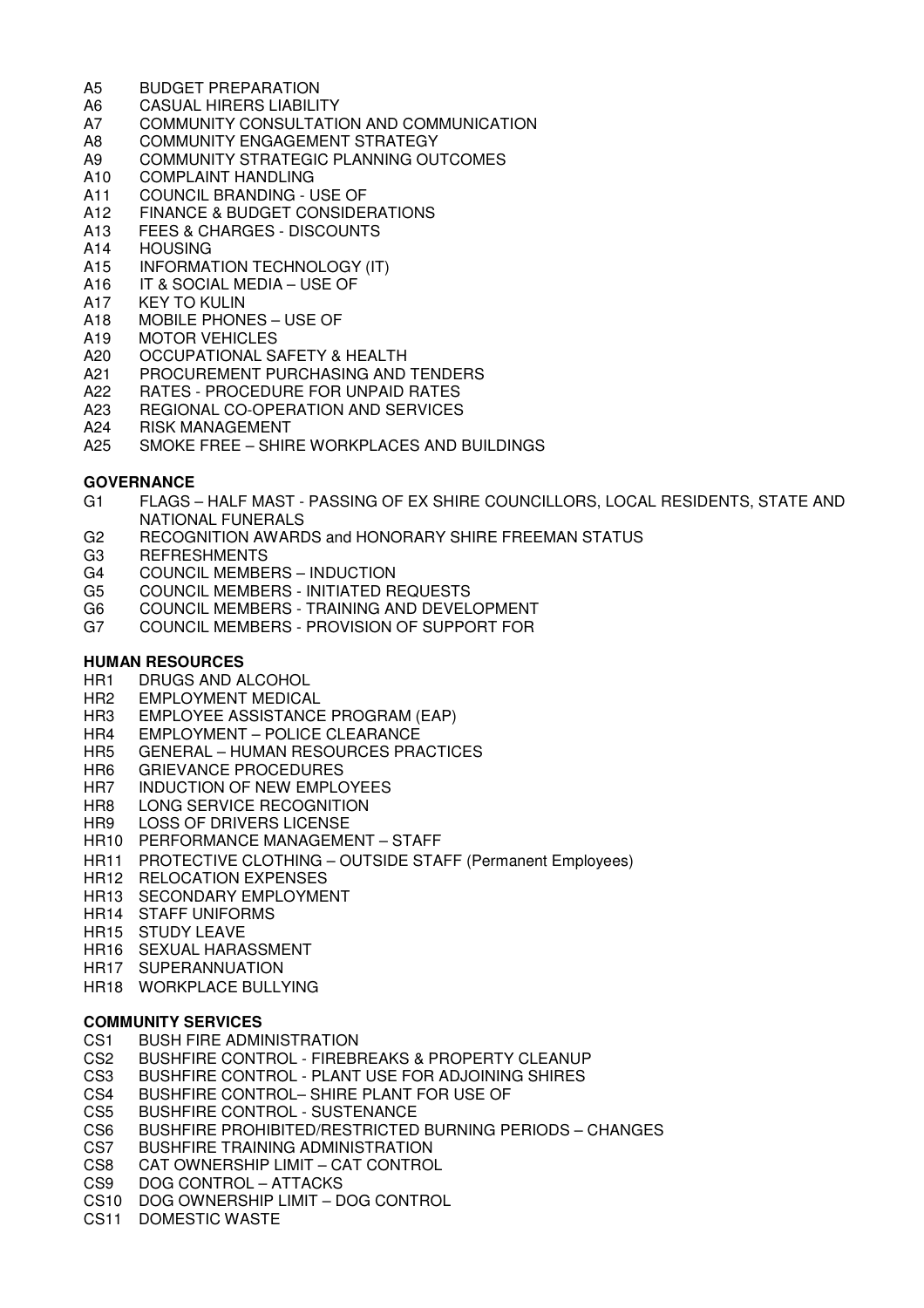A5 BUDGET PREPARATION
A6 CASUAL HIRERS LIABILITY
A7 COMMUNITY CONSULTATION AND COMMUNICATION
A8 COMMUNITY ENGAGEMENT STRATEGY
A9 COMMUNITY STRATEGIC PLANNING OUTCOMES
A10 COMPLAINT HANDLING
A11 COUNCIL BRANDING - USE OF
A12 FINANCE & BUDGET CONSIDERATIONS
A13 FEES & CHARGES - DISCOUNTS
A14 HOUSING
A15 INFORMATION TECHNOLOGY (IT)
A16 IT & SOCIAL MEDIA – USE OF
A17 KEY TO KULIN
A18 MOBILE PHONES – USE OF
A19 MOTOR VEHICLES
A20 OCCUPATIONAL SAFETY & HEALTH
A21 PROCUREMENT PURCHASING AND TENDERS
A22 RATES - PROCEDURE FOR UNPAID RATES
A23 REGIONAL CO-OPERATION AND SERVICES
A24 RISK MANAGEMENT
A25 SMOKE FREE – SHIRE WORKPLACES AND BUILDINGS

**GOVERNANCE**

G1 FLAGS – HALF MAST - PASSING OF EX SHIRE COUNCILLORS, LOCAL RESIDENTS, STATE AND NATIONAL FUNERALS
G2 RECOGNITION AWARDS and HONORARY SHIRE FREEMAN STATUS
G3 REFRESHMENTS
G4 COUNCIL MEMBERS – INDUCTION
G5 COUNCIL MEMBERS - INITIATED REQUESTS
G6 COUNCIL MEMBERS - TRAINING AND DEVELOPMENT
G7 COUNCIL MEMBERS - PROVISION OF SUPPORT FOR

**HUMAN RESOURCES**

HR1 DRUGS AND ALCOHOL
HR2 EMPLOYMENT MEDICAL
HR3 EMPLOYEE ASSISTANCE PROGRAM (EAP)
HR4 EMPLOYMENT – POLICE CLEARANCE
HR5 GENERAL – HUMAN RESOURCES PRACTICES
HR6 GRIEVANCE PROCEDURES
HR7 INDUCTION OF NEW EMPLOYEES
HR8 LONG SERVICE RECOGNITION
HR9 LOSS OF DRIVERS LICENSE
HR10 PERFORMANCE MANAGEMENT – STAFF
HR11 PROTECTIVE CLOTHING – OUTSIDE STAFF (Permanent Employees)
HR12 RELOCATION EXPENSES
HR13 SECONDARY EMPLOYMENT
HR14 STAFF UNIFORMS
HR15 STUDY LEAVE
HR16 SEXUAL HARASSMENT
HR17 SUPERANNUATION
HR18 WORKPLACE BULLYING

**COMMUNITY SERVICES**

CS1 BUSH FIRE ADMINISTRATION
CS2 BUSHFIRE CONTROL - FIREBREAKS & PROPERTY CLEANUP
CS3 BUSHFIRE CONTROL - PLANT USE FOR ADJOINING SHIRES
CS4 BUSHFIRE CONTROL– SHIRE PLANT FOR USE OF
CS5 BUSHFIRE CONTROL - SUSTENANCE
CS6 BUSHFIRE PROHIBITED/RESTRICTED BURNING PERIODS – CHANGES
CS7 BUSHFIRE TRAINING ADMINISTRATION
CS8 CAT OWNERSHIP LIMIT – CAT CONTROL
CS9 DOG CONTROL – ATTACKS
CS10 DOG OWNERSHIP LIMIT – DOG CONTROL
CS11 DOMESTIC WASTE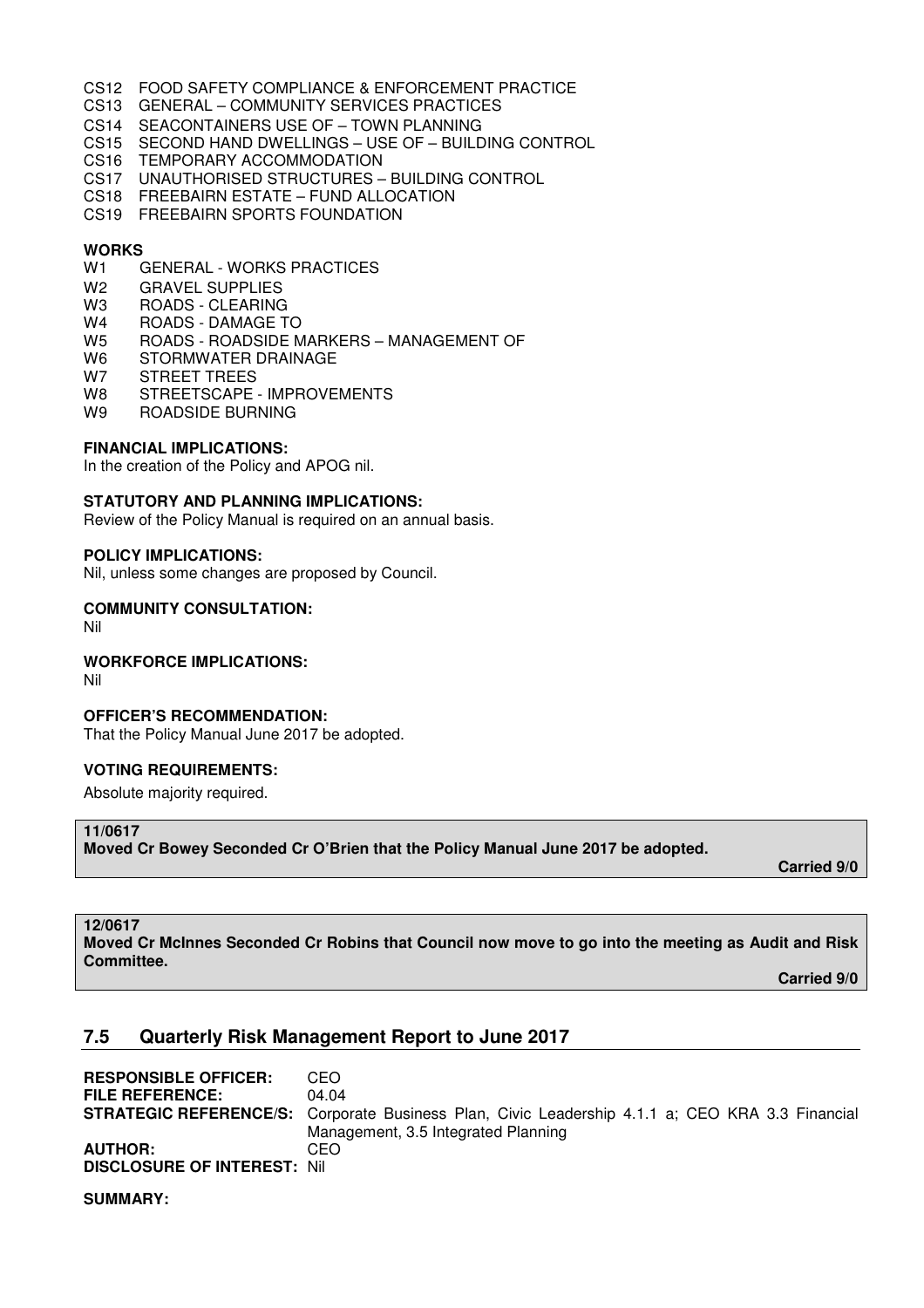CS12 FOOD SAFETY COMPLIANCE & ENFORCEMENT PRACTICE
CS13 GENERAL – COMMUNITY SERVICES PRACTICES
CS14 SEACONTAINERS USE OF – TOWN PLANNING
CS15 SECOND HAND DWELLINGS – USE OF – BUILDING CONTROL
CS16 TEMPORARY ACCOMMODATION
CS17 UNAUTHORISED STRUCTURES – BUILDING CONTROL
CS18 FREEBAIRN ESTATE – FUND ALLOCATION
CS19 FREEBAIRN SPORTS FOUNDATION

**WORKS**

W1 GENERAL - WORKS PRACTICES
W2 GRAVEL SUPPLIES
W3 ROADS - CLEARING
W4 ROADS - DAMAGE TO
W5 ROADS - ROADSIDE MARKERS – MANAGEMENT OF
W6 STORMWATER DRAINAGE
W7 STREET TREES
W8 STREETSCAPE - IMPROVEMENTS
W9 ROADSIDE BURNING

**FINANCIAL IMPLICATIONS:**
In the creation of the Policy and APOG nil.

**STATUTORY AND PLANNING IMPLICATIONS:**
Review of the Policy Manual is required on an annual basis.

**POLICY IMPLICATIONS:**
Nil, unless some changes are proposed by Council.

**COMMUNITY CONSULTATION:**
Nil

**WORKFORCE IMPLICATIONS:**
Nil

**OFFICER'S RECOMMENDATION:**
That the Policy Manual June 2017 be adopted.

**VOTING REQUIREMENTS:**
Absolute majority required.

**11/0617**
**Moved Cr Bowey Seconded Cr O'Brien that the Policy Manual June 2017 be adopted.**
**Carried 9/0**

**12/0617**
**Moved Cr McInnes Seconded Cr Robins that Council now move to go into the meeting as Audit and Risk Committee.**
**Carried 9/0**

## 7.5 Quarterly Risk Management Report to June 2017

**RESPONSIBLE OFFICER:** CEO
**FILE REFERENCE:** 04.04
**STRATEGIC REFERENCE/S:** Corporate Business Plan, Civic Leadership 4.1.1 a; CEO KRA 3.3 Financial Management, 3.5 Integrated Planning
**AUTHOR:** CEO
**DISCLOSURE OF INTEREST:** Nil

**SUMMARY:**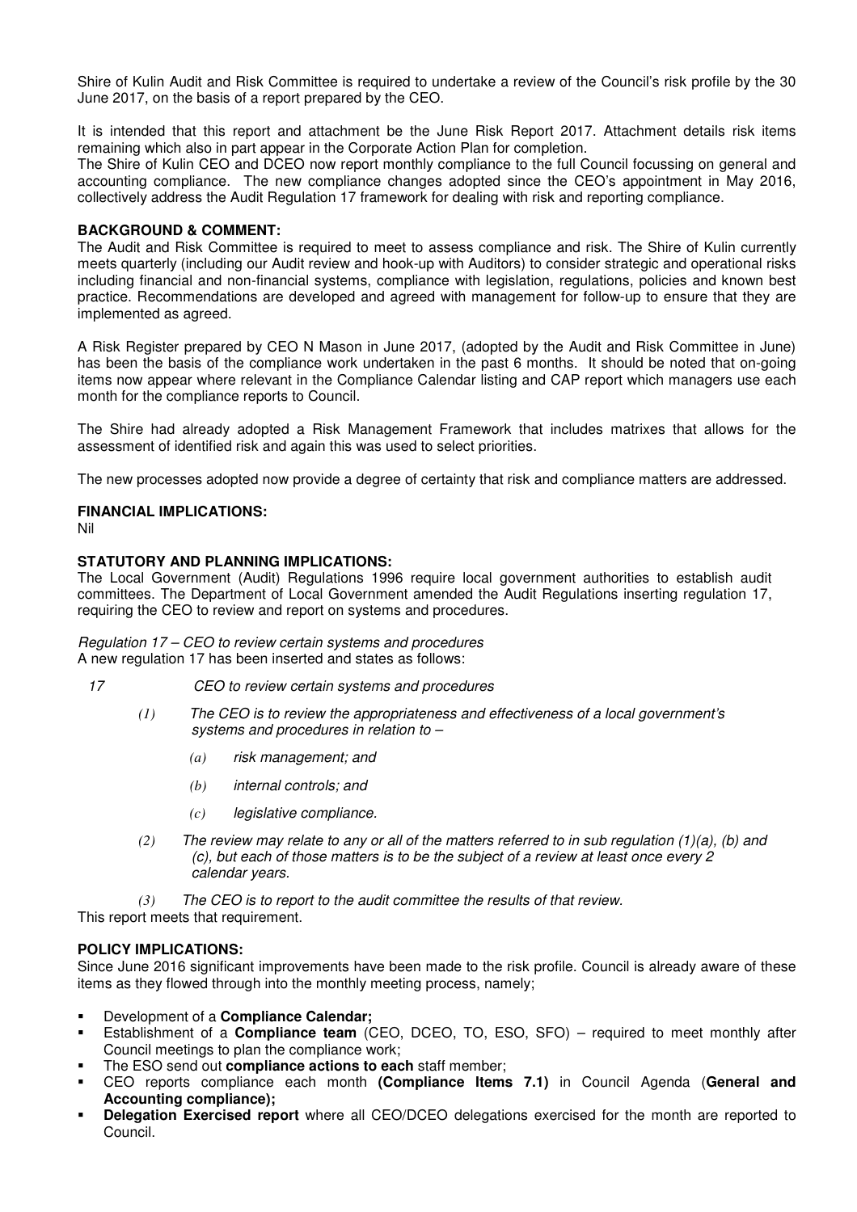Shire of Kulin Audit and Risk Committee is required to undertake a review of the Council's risk profile by the 30 June 2017, on the basis of a report prepared by the CEO.

It is intended that this report and attachment be the June Risk Report 2017. Attachment details risk items remaining which also in part appear in the Corporate Action Plan for completion.

The Shire of Kulin CEO and DCEO now report monthly compliance to the full Council focussing on general and accounting compliance. The new compliance changes adopted since the CEO's appointment in May 2016, collectively address the Audit Regulation 17 framework for dealing with risk and reporting compliance.

**BACKGROUND & COMMENT:**

The Audit and Risk Committee is required to meet to assess compliance and risk. The Shire of Kulin currently meets quarterly (including our Audit review and hook-up with Auditors) to consider strategic and operational risks including financial and non-financial systems, compliance with legislation, regulations, policies and known best practice. Recommendations are developed and agreed with management for follow-up to ensure that they are implemented as agreed.

A Risk Register prepared by CEO N Mason in June 2017, (adopted by the Audit and Risk Committee in June) has been the basis of the compliance work undertaken in the past 6 months. It should be noted that on-going items now appear where relevant in the Compliance Calendar listing and CAP report which managers use each month for the compliance reports to Council.

The Shire had already adopted a Risk Management Framework that includes matrixes that allows for the assessment of identified risk and again this was used to select priorities.

The new processes adopted now provide a degree of certainty that risk and compliance matters are addressed.

**FINANCIAL IMPLICATIONS:**

Nil

**STATUTORY AND PLANNING IMPLICATIONS:**

The Local Government (Audit) Regulations 1996 require local government authorities to establish audit committees. The Department of Local Government amended the Audit Regulations inserting regulation 17, requiring the CEO to review and report on systems and procedures.

*Regulation 17 – CEO to review certain systems and procedures*

A new regulation 17 has been inserted and states as follows:

*17 CEO to review certain systems and procedures*

*(1) The CEO is to review the appropriateness and effectiveness of a local government's systems and procedures in relation to –*

*(a) risk management; and*

*(b) internal controls; and*

*(c) legislative compliance.*

*(2) The review may relate to any or all of the matters referred to in sub regulation (1)(a), (b) and (c), but each of those matters is to be the subject of a review at least once every 2 calendar years.*

*(3) The CEO is to report to the audit committee the results of that review.*

This report meets that requirement.

**POLICY IMPLICATIONS:**

Since June 2016 significant improvements have been made to the risk profile. Council is already aware of these items as they flowed through into the monthly meeting process, namely;

- Development of a **Compliance Calendar;**
- Establishment of a **Compliance team** (CEO, DCEO, TO, ESO, SFO) – required to meet monthly after Council meetings to plan the compliance work;
- The ESO send out **compliance actions to each** staff member;
- CEO reports compliance each month **(Compliance Items 7.1)** in Council Agenda (**General and Accounting compliance);**
- **Delegation Exercised report** where all CEO/DCEO delegations exercised for the month are reported to Council.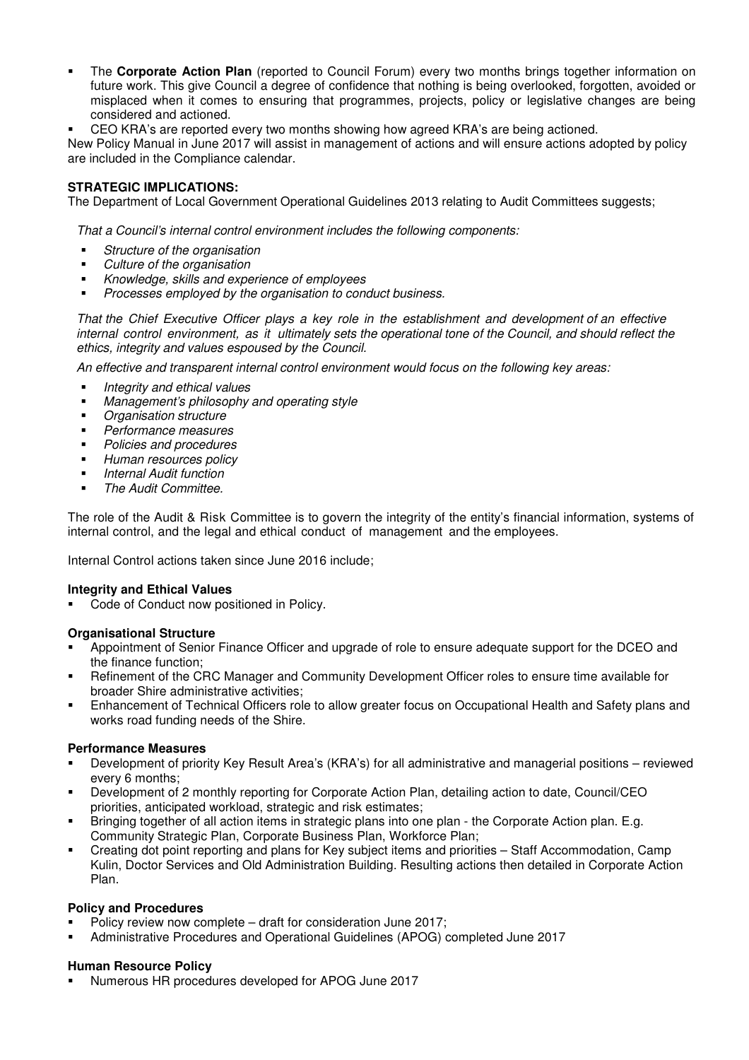- The **Corporate Action Plan** (reported to Council Forum) every two months brings together information on future work. This give Council a degree of confidence that nothing is being overlooked, forgotten, avoided or misplaced when it comes to ensuring that programmes, projects, policy or legislative changes are being considered and actioned.
- CEO KRA's are reported every two months showing how agreed KRA's are being actioned.

New Policy Manual in June 2017 will assist in management of actions and will ensure actions adopted by policy are included in the Compliance calendar.

**STRATEGIC IMPLICATIONS:**

The Department of Local Government Operational Guidelines 2013 relating to Audit Committees suggests;

*That a Council's internal control environment includes the following components:*

- *Structure of the organisation*
- *Culture of the organisation*
- *Knowledge, skills and experience of employees*
- *Processes employed by the organisation to conduct business.*

*That the Chief Executive Officer plays a key role in the establishment and development of an effective internal control environment, as it ultimately sets the operational tone of the Council, and should reflect the ethics, integrity and values espoused by the Council.*

*An effective and transparent internal control environment would focus on the following key areas:*

- *Integrity and ethical values*
- *Management's philosophy and operating style*
- *Organisation structure*
- *Performance measures*
- *Policies and procedures*
- *Human resources policy*
- *Internal Audit function*
- *The Audit Committee.*

The role of the Audit & Risk Committee is to govern the integrity of the entity's financial information, systems of internal control, and the legal and ethical conduct of management and the employees.

Internal Control actions taken since June 2016 include;

**Integrity and Ethical Values**

- Code of Conduct now positioned in Policy.

**Organisational Structure**

- Appointment of Senior Finance Officer and upgrade of role to ensure adequate support for the DCEO and the finance function;
- Refinement of the CRC Manager and Community Development Officer roles to ensure time available for broader Shire administrative activities;
- Enhancement of Technical Officers role to allow greater focus on Occupational Health and Safety plans and works road funding needs of the Shire.

**Performance Measures**

- Development of priority Key Result Area's (KRA's) for all administrative and managerial positions – reviewed every 6 months;
- Development of 2 monthly reporting for Corporate Action Plan, detailing action to date, Council/CEO priorities, anticipated workload, strategic and risk estimates;
- Bringing together of all action items in strategic plans into one plan - the Corporate Action plan. E.g. Community Strategic Plan, Corporate Business Plan, Workforce Plan;
- Creating dot point reporting and plans for Key subject items and priorities – Staff Accommodation, Camp Kulin, Doctor Services and Old Administration Building. Resulting actions then detailed in Corporate Action Plan.

**Policy and Procedures**

- Policy review now complete – draft for consideration June 2017;
- Administrative Procedures and Operational Guidelines (APOG) completed June 2017

**Human Resource Policy**

- Numerous HR procedures developed for APOG June 2017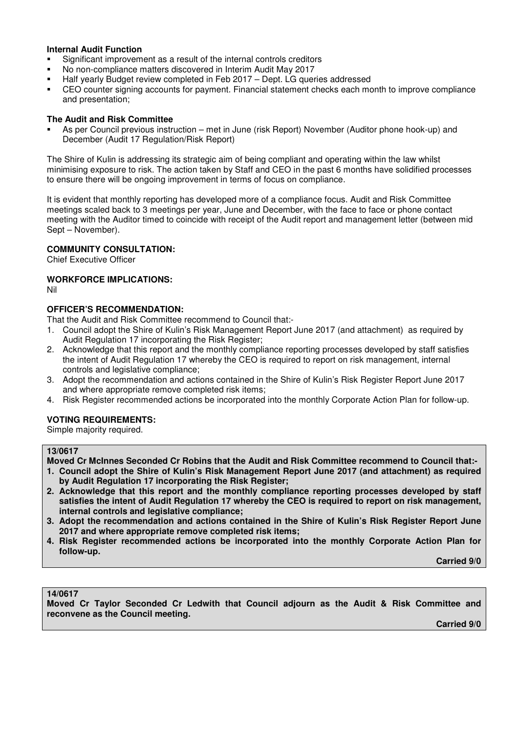**Internal Audit Function**

- Significant improvement as a result of the internal controls creditors
- No non-compliance matters discovered in Interim Audit May 2017
- Half yearly Budget review completed in Feb 2017 – Dept. LG queries addressed
- CEO counter signing accounts for payment. Financial statement checks each month to improve compliance and presentation;

**The Audit and Risk Committee**

- As per Council previous instruction – met in June (risk Report) November (Auditor phone hook-up) and December (Audit 17 Regulation/Risk Report)

The Shire of Kulin is addressing its strategic aim of being compliant and operating within the law whilst minimising exposure to risk. The action taken by Staff and CEO in the past 6 months have solidified processes to ensure there will be ongoing improvement in terms of focus on compliance.

It is evident that monthly reporting has developed more of a compliance focus. Audit and Risk Committee meetings scaled back to 3 meetings per year, June and December, with the face to face or phone contact meeting with the Auditor timed to coincide with receipt of the Audit report and management letter (between mid Sept – November).

**COMMUNITY CONSULTATION:**

Chief Executive Officer

**WORKFORCE IMPLICATIONS:**

Nil

**OFFICER'S RECOMMENDATION:**

That the Audit and Risk Committee recommend to Council that:-

1. Council adopt the Shire of Kulin's Risk Management Report June 2017 (and attachment) as required by Audit Regulation 17 incorporating the Risk Register;
2. Acknowledge that this report and the monthly compliance reporting processes developed by staff satisfies the intent of Audit Regulation 17 whereby the CEO is required to report on risk management, internal controls and legislative compliance;
3. Adopt the recommendation and actions contained in the Shire of Kulin's Risk Register Report June 2017 and where appropriate remove completed risk items;
4. Risk Register recommended actions be incorporated into the monthly Corporate Action Plan for follow-up.

**VOTING REQUIREMENTS:**

Simple majority required.

**13/0617**

**Moved Cr McInnes Seconded Cr Robins that the Audit and Risk Committee recommend to Council that:-**

1. **Council adopt the Shire of Kulin's Risk Management Report June 2017 (and attachment) as required by Audit Regulation 17 incorporating the Risk Register;**
2. **Acknowledge that this report and the monthly compliance reporting processes developed by staff satisfies the intent of Audit Regulation 17 whereby the CEO is required to report on risk management, internal controls and legislative compliance;**
3. **Adopt the recommendation and actions contained in the Shire of Kulin's Risk Register Report June 2017 and where appropriate remove completed risk items;**
4. **Risk Register recommended actions be incorporated into the monthly Corporate Action Plan for follow-up.**

**Carried 9/0**

**14/0617**

**Moved Cr Taylor Seconded Cr Ledwith that Council adjourn as the Audit & Risk Committee and reconvene as the Council meeting.**

**Carried 9/0**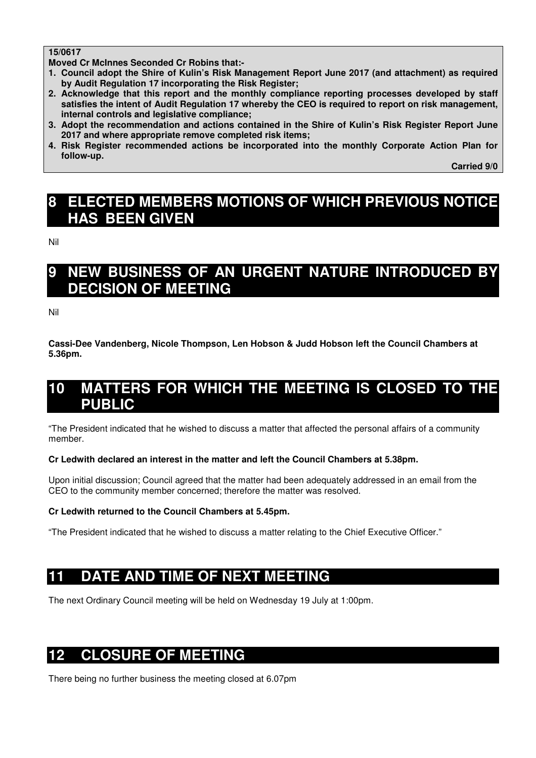**15/0617**

**Moved Cr McInnes Seconded Cr Robins that:-**

1. **Council adopt the Shire of Kulin's Risk Management Report June 2017 (and attachment) as required by Audit Regulation 17 incorporating the Risk Register;**
2. **Acknowledge that this report and the monthly compliance reporting processes developed by staff satisfies the intent of Audit Regulation 17 whereby the CEO is required to report on risk management, internal controls and legislative compliance;**
3. **Adopt the recommendation and actions contained in the Shire of Kulin's Risk Register Report June 2017 and where appropriate remove completed risk items;**
4. **Risk Register recommended actions be incorporated into the monthly Corporate Action Plan for follow-up.**

**Carried 9/0**

# 8 ELECTED MEMBERS MOTIONS OF WHICH PREVIOUS NOTICE HAS BEEN GIVEN

Nil

# 9 NEW BUSINESS OF AN URGENT NATURE INTRODUCED BY DECISION OF MEETING

Nil

**Cassi-Dee Vandenberg, Nicole Thompson, Len Hobson & Judd Hobson left the Council Chambers at 5.36pm.**

# 10 MATTERS FOR WHICH THE MEETING IS CLOSED TO THE PUBLIC

"The President indicated that he wished to discuss a matter that affected the personal affairs of a community member.

**Cr Ledwith declared an interest in the matter and left the Council Chambers at 5.38pm.**

Upon initial discussion; Council agreed that the matter had been adequately addressed in an email from the CEO to the community member concerned; therefore the matter was resolved.

**Cr Ledwith returned to the Council Chambers at 5.45pm.**

"The President indicated that he wished to discuss a matter relating to the Chief Executive Officer."

# 11 DATE AND TIME OF NEXT MEETING

The next Ordinary Council meeting will be held on Wednesday 19 July at 1:00pm.

# 12 CLOSURE OF MEETING

There being no further business the meeting closed at 6.07pm